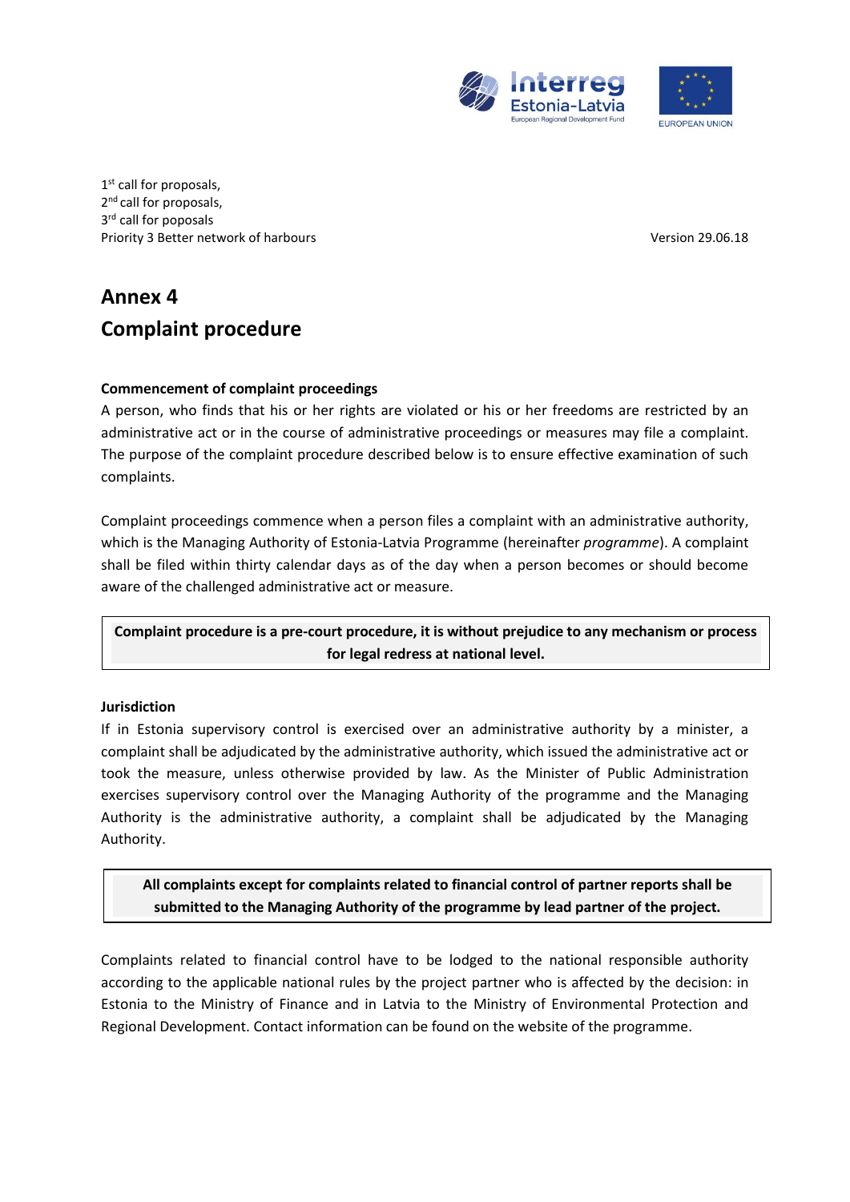1st call for proposals,
2nd call for proposals,
3rd call for poposals
Priority 3 Better network of harbours

Version 29.06.18

# Annex 4
# Complaint procedure

**Commencement of complaint proceedings**

A person, who finds that his or her rights are violated or his or her freedoms are restricted by an administrative act or in the course of administrative proceedings or measures may file a complaint. The purpose of the complaint procedure described below is to ensure effective examination of such complaints.

Complaint proceedings commence when a person files a complaint with an administrative authority, which is the Managing Authority of Estonia-Latvia Programme (hereinafter *programme*). A complaint shall be filed within thirty calendar days as of the day when a person becomes or should become aware of the challenged administrative act or measure.

**Complaint procedure is a pre-court procedure, it is without prejudice to any mechanism or process for legal redress at national level.**

**Jurisdiction**

If in Estonia supervisory control is exercised over an administrative authority by a minister, a complaint shall be adjudicated by the administrative authority, which issued the administrative act or took the measure, unless otherwise provided by law. As the Minister of Public Administration exercises supervisory control over the Managing Authority of the programme and the Managing Authority is the administrative authority, a complaint shall be adjudicated by the Managing Authority.

**All complaints except for complaints related to financial control of partner reports shall be submitted to the Managing Authority of the programme by lead partner of the project.**

Complaints related to financial control have to be lodged to the national responsible authority according to the applicable national rules by the project partner who is affected by the decision: in Estonia to the Ministry of Finance and in Latvia to the Ministry of Environmental Protection and Regional Development. Contact information can be found on the website of the programme.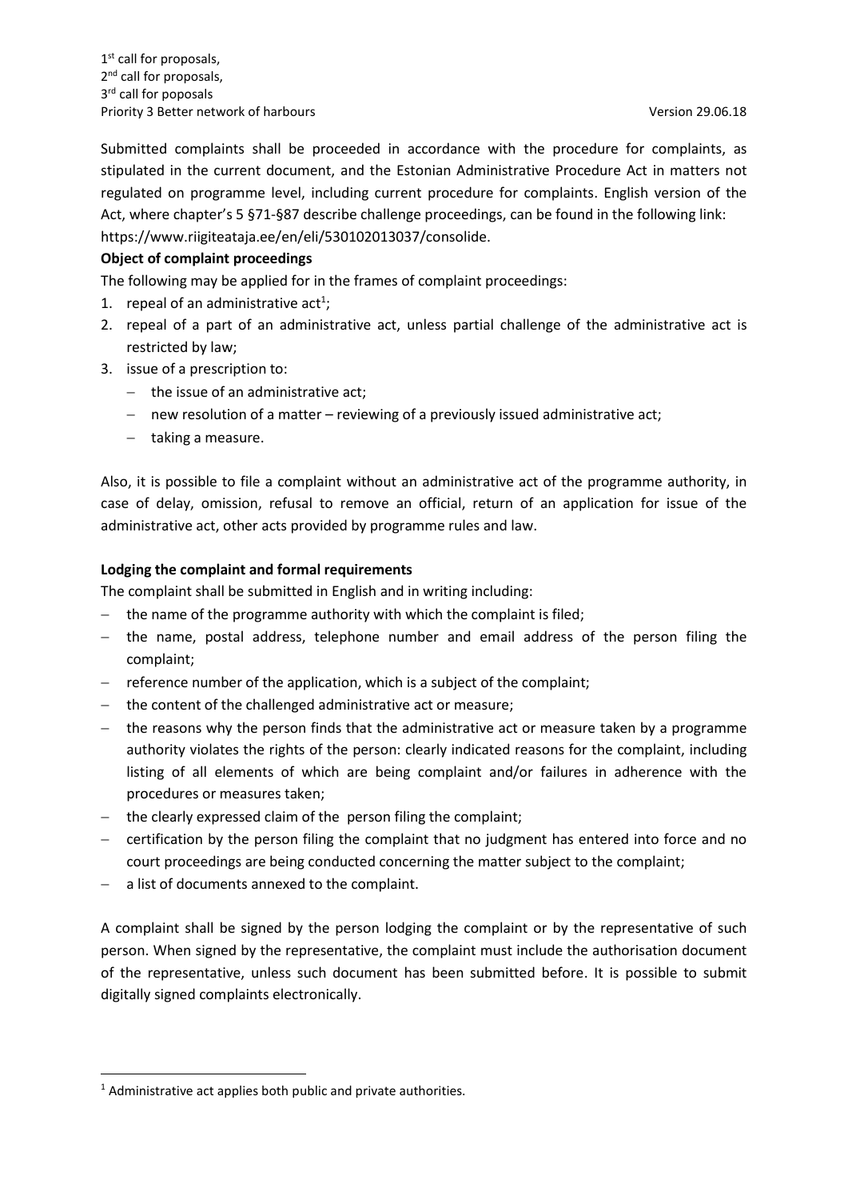Submitted complaints shall be proceeded in accordance with the procedure for complaints, as stipulated in the current document, and the Estonian Administrative Procedure Act in matters not regulated on programme level, including current procedure for complaints. English version of the Act, where chapter's 5 §71-§87 describe challenge proceedings, can be found in the following link: https://www.riigiteataja.ee/en/eli/530102013037/consolide.

**Object of complaint proceedings**

The following may be applied for in the frames of complaint proceedings:

1. repeal of an administrative act[1];
2. repeal of a part of an administrative act, unless partial challenge of the administrative act is restricted by law;
3. issue of a prescription to:
   - the issue of an administrative act;
   - new resolution of a matter – reviewing of a previously issued administrative act;
   - taking a measure.

Also, it is possible to file a complaint without an administrative act of the programme authority, in case of delay, omission, refusal to remove an official, return of an application for issue of the administrative act, other acts provided by programme rules and law.

**Lodging the complaint and formal requirements**

The complaint shall be submitted in English and in writing including:

- the name of the programme authority with which the complaint is filed;
- the name, postal address, telephone number and email address of the person filing the complaint;
- reference number of the application, which is a subject of the complaint;
- the content of the challenged administrative act or measure;
- the reasons why the person finds that the administrative act or measure taken by a programme authority violates the rights of the person: clearly indicated reasons for the complaint, including listing of all elements of which are being complaint and/or failures in adherence with the procedures or measures taken;
- the clearly expressed claim of the person filing the complaint;
- certification by the person filing the complaint that no judgment has entered into force and no court proceedings are being conducted concerning the matter subject to the complaint;
- a list of documents annexed to the complaint.

A complaint shall be signed by the person lodging the complaint or by the representative of such person. When signed by the representative, the complaint must include the authorisation document of the representative, unless such document has been submitted before. It is possible to submit digitally signed complaints electronically.

[1] Administrative act applies both public and private authorities.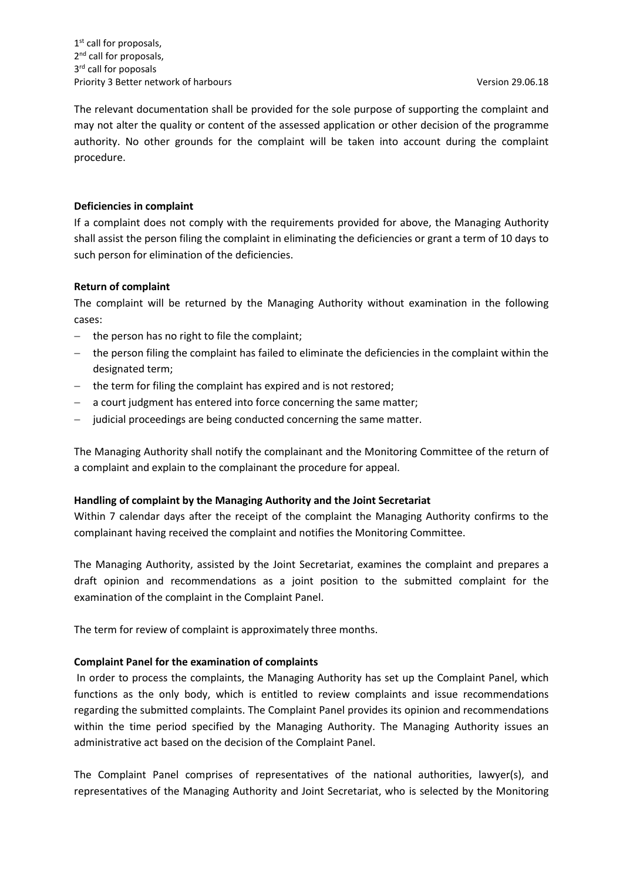The relevant documentation shall be provided for the sole purpose of supporting the complaint and may not alter the quality or content of the assessed application or other decision of the programme authority. No other grounds for the complaint will be taken into account during the complaint procedure.

**Deficiencies in complaint**

If a complaint does not comply with the requirements provided for above, the Managing Authority shall assist the person filing the complaint in eliminating the deficiencies or grant a term of 10 days to such person for elimination of the deficiencies.

**Return of complaint**

The complaint will be returned by the Managing Authority without examination in the following cases:

- the person has no right to file the complaint;
- the person filing the complaint has failed to eliminate the deficiencies in the complaint within the designated term;
- the term for filing the complaint has expired and is not restored;
- a court judgment has entered into force concerning the same matter;
- judicial proceedings are being conducted concerning the same matter.

The Managing Authority shall notify the complainant and the Monitoring Committee of the return of a complaint and explain to the complainant the procedure for appeal.

**Handling of complaint by the Managing Authority and the Joint Secretariat**

Within 7 calendar days after the receipt of the complaint the Managing Authority confirms to the complainant having received the complaint and notifies the Monitoring Committee.

The Managing Authority, assisted by the Joint Secretariat, examines the complaint and prepares a draft opinion and recommendations as a joint position to the submitted complaint for the examination of the complaint in the Complaint Panel.

The term for review of complaint is approximately three months.

**Complaint Panel for the examination of complaints**

In order to process the complaints, the Managing Authority has set up the Complaint Panel, which functions as the only body, which is entitled to review complaints and issue recommendations regarding the submitted complaints. The Complaint Panel provides its opinion and recommendations within the time period specified by the Managing Authority. The Managing Authority issues an administrative act based on the decision of the Complaint Panel.

The Complaint Panel comprises of representatives of the national authorities, lawyer(s), and representatives of the Managing Authority and Joint Secretariat, who is selected by the Monitoring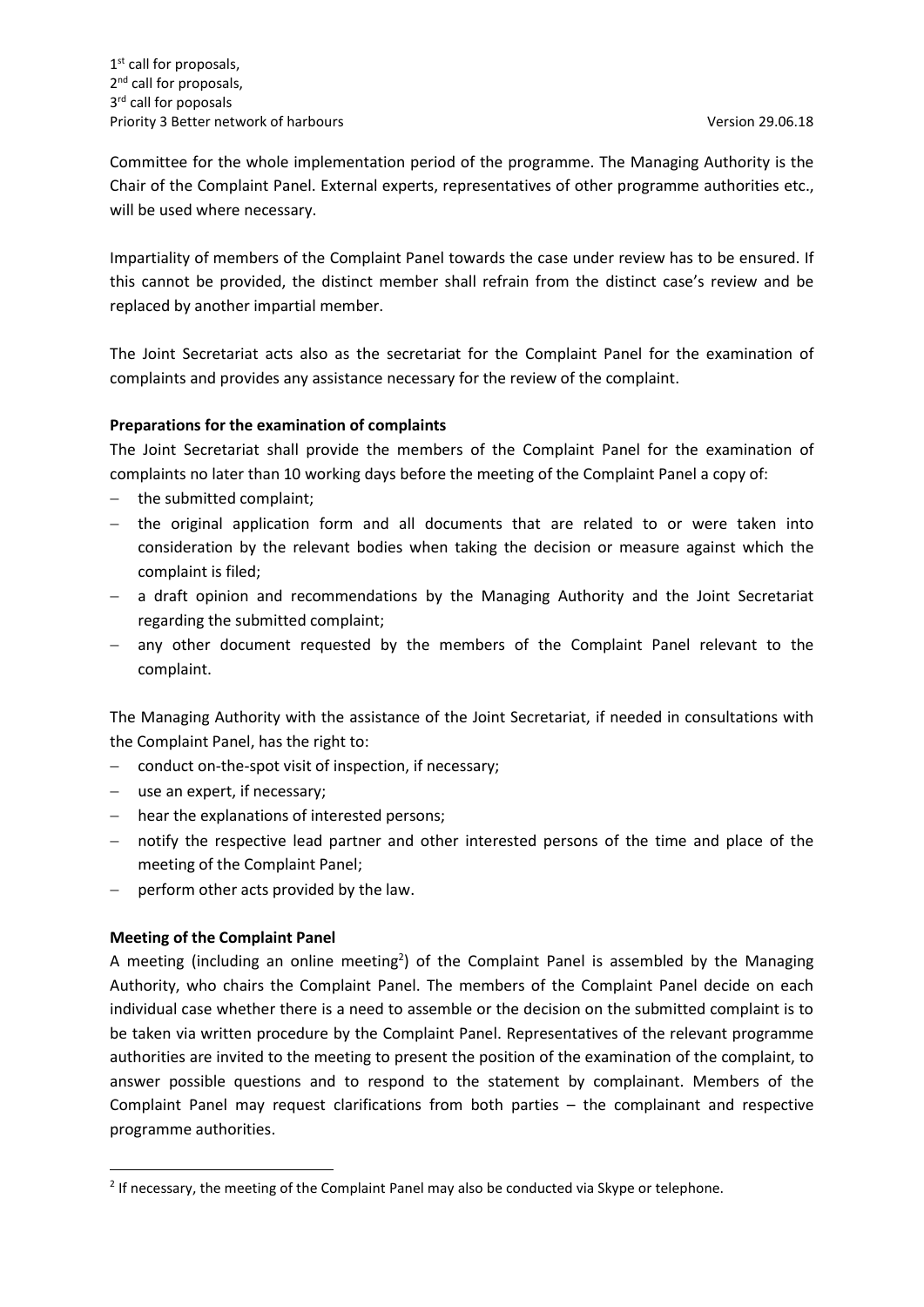Committee for the whole implementation period of the programme. The Managing Authority is the Chair of the Complaint Panel. External experts, representatives of other programme authorities etc., will be used where necessary.

Impartiality of members of the Complaint Panel towards the case under review has to be ensured. If this cannot be provided, the distinct member shall refrain from the distinct case's review and be replaced by another impartial member.

The Joint Secretariat acts also as the secretariat for the Complaint Panel for the examination of complaints and provides any assistance necessary for the review of the complaint.

**Preparations for the examination of complaints**

The Joint Secretariat shall provide the members of the Complaint Panel for the examination of complaints no later than 10 working days before the meeting of the Complaint Panel a copy of:

- the submitted complaint;
- the original application form and all documents that are related to or were taken into consideration by the relevant bodies when taking the decision or measure against which the complaint is filed;
- a draft opinion and recommendations by the Managing Authority and the Joint Secretariat regarding the submitted complaint;
- any other document requested by the members of the Complaint Panel relevant to the complaint.

The Managing Authority with the assistance of the Joint Secretariat, if needed in consultations with the Complaint Panel, has the right to:

- conduct on-the-spot visit of inspection, if necessary;
- use an expert, if necessary;
- hear the explanations of interested persons;
- notify the respective lead partner and other interested persons of the time and place of the meeting of the Complaint Panel;
- perform other acts provided by the law.

**Meeting of the Complaint Panel**

A meeting (including an online meeting[2]) of the Complaint Panel is assembled by the Managing Authority, who chairs the Complaint Panel. The members of the Complaint Panel decide on each individual case whether there is a need to assemble or the decision on the submitted complaint is to be taken via written procedure by the Complaint Panel. Representatives of the relevant programme authorities are invited to the meeting to present the position of the examination of the complaint, to answer possible questions and to respond to the statement by complainant. Members of the Complaint Panel may request clarifications from both parties – the complainant and respective programme authorities.

[2] If necessary, the meeting of the Complaint Panel may also be conducted via Skype or telephone.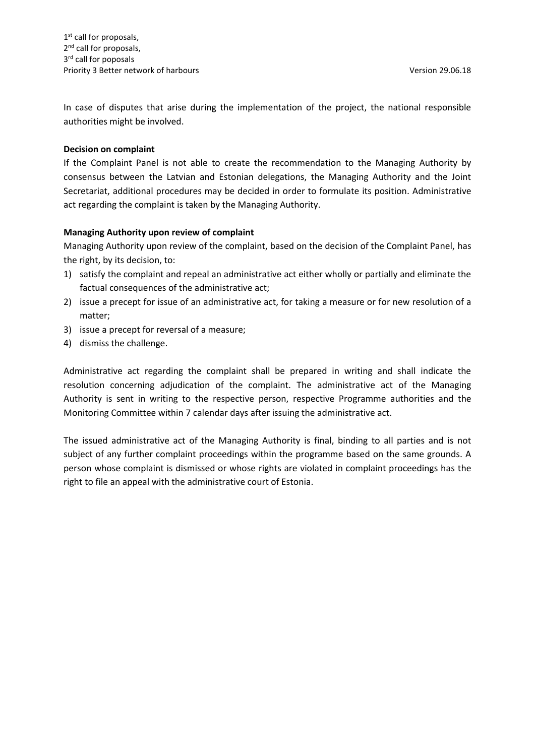In case of disputes that arise during the implementation of the project, the national responsible authorities might be involved.

**Decision on complaint**

If the Complaint Panel is not able to create the recommendation to the Managing Authority by consensus between the Latvian and Estonian delegations, the Managing Authority and the Joint Secretariat, additional procedures may be decided in order to formulate its position. Administrative act regarding the complaint is taken by the Managing Authority.

**Managing Authority upon review of complaint**

Managing Authority upon review of the complaint, based on the decision of the Complaint Panel, has the right, by its decision, to:

1) satisfy the complaint and repeal an administrative act either wholly or partially and eliminate the factual consequences of the administrative act;
2) issue a precept for issue of an administrative act, for taking a measure or for new resolution of a matter;
3) issue a precept for reversal of a measure;
4) dismiss the challenge.

Administrative act regarding the complaint shall be prepared in writing and shall indicate the resolution concerning adjudication of the complaint. The administrative act of the Managing Authority is sent in writing to the respective person, respective Programme authorities and the Monitoring Committee within 7 calendar days after issuing the administrative act.

The issued administrative act of the Managing Authority is final, binding to all parties and is not subject of any further complaint proceedings within the programme based on the same grounds. A person whose complaint is dismissed or whose rights are violated in complaint proceedings has the right to file an appeal with the administrative court of Estonia.